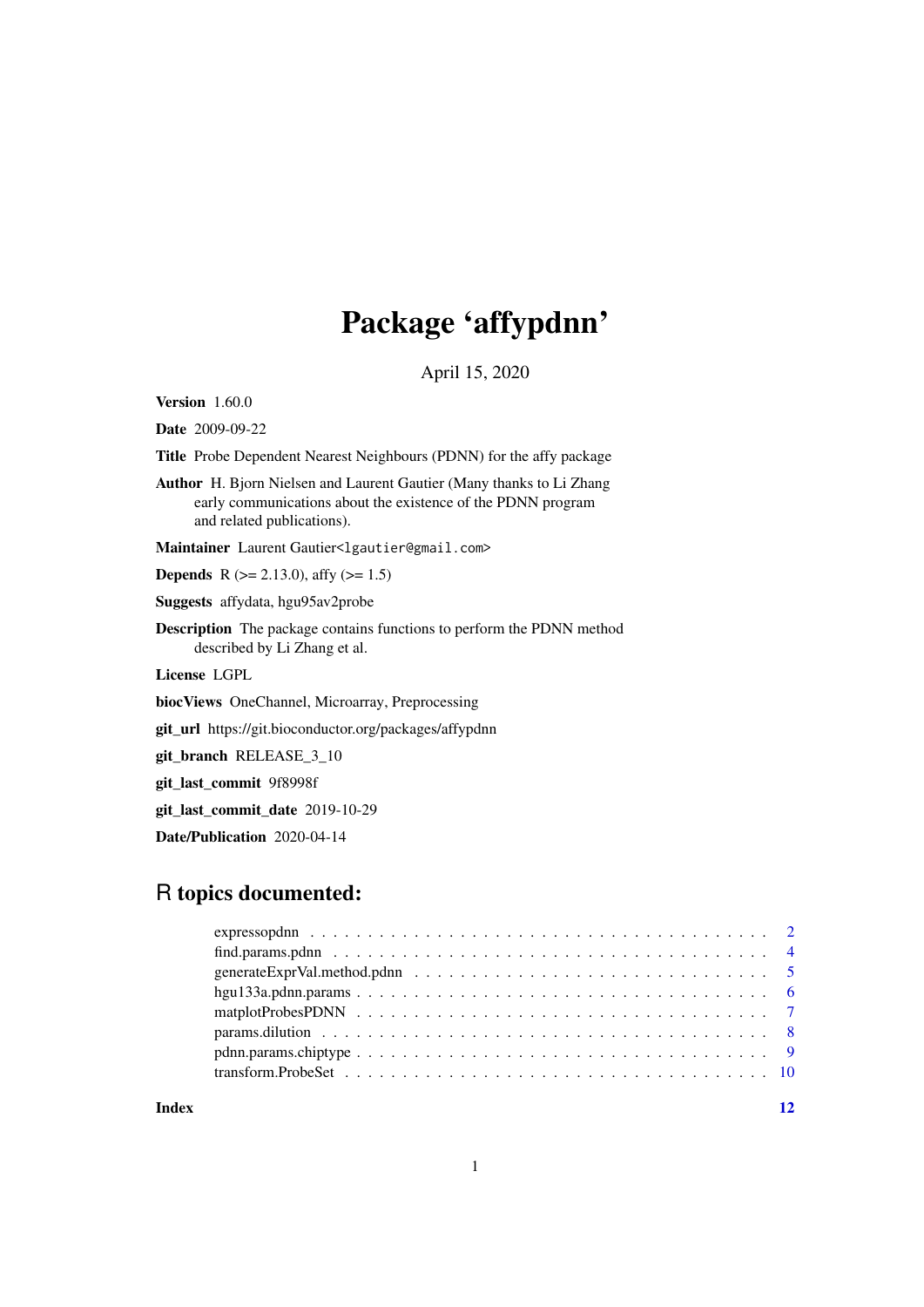# Package 'affypdnn'

April 15, 2020

**Version** 1.60.0

**Date** 2009-09-22

**Title** Probe Dependent Nearest Neighbours (PDNN) for the affy package

**Author** H. Bjorn Nielsen and Laurent Gautier (Many thanks to Li Zhang early communications about the existence of the PDNN program and related publications).

**Maintainer** Laurent Gautier<lgautier@gmail.com>

**Depends** R (>= 2.13.0), affy (>= 1.5)

**Suggests** affydata, hgu95av2probe

**Description** The package contains functions to perform the PDNN method described by Li Zhang et al.

**License** LGPL

**biocViews** OneChannel, Microarray, Preprocessing

**git_url** https://git.bioconductor.org/packages/affypdnn

**git_branch** RELEASE_3_10

**git_last_commit** 9f8998f

**git_last_commit_date** 2019-10-29

**Date/Publication** 2020-04-14

## R topics documented:

expressopdnn . . . . . . . . . . . . . . . . . . . . . . . . . . . . . . . . . . . . . . . . 2
find.params.pdnn . . . . . . . . . . . . . . . . . . . . . . . . . . . . . . . . . . . . . . . 4
generateExprVal.method.pdnn . . . . . . . . . . . . . . . . . . . . . . . . . . . . . . . 5
hgu133a.pdnn.params . . . . . . . . . . . . . . . . . . . . . . . . . . . . . . . . . . . . 6
matplotProbesPDNN . . . . . . . . . . . . . . . . . . . . . . . . . . . . . . . . . . . . 7
params.dilution . . . . . . . . . . . . . . . . . . . . . . . . . . . . . . . . . . . . . . . 8
pdnn.params.chiptype . . . . . . . . . . . . . . . . . . . . . . . . . . . . . . . . . . . . 9
transform.ProbeSet . . . . . . . . . . . . . . . . . . . . . . . . . . . . . . . . . . . . . 10

**Index** 12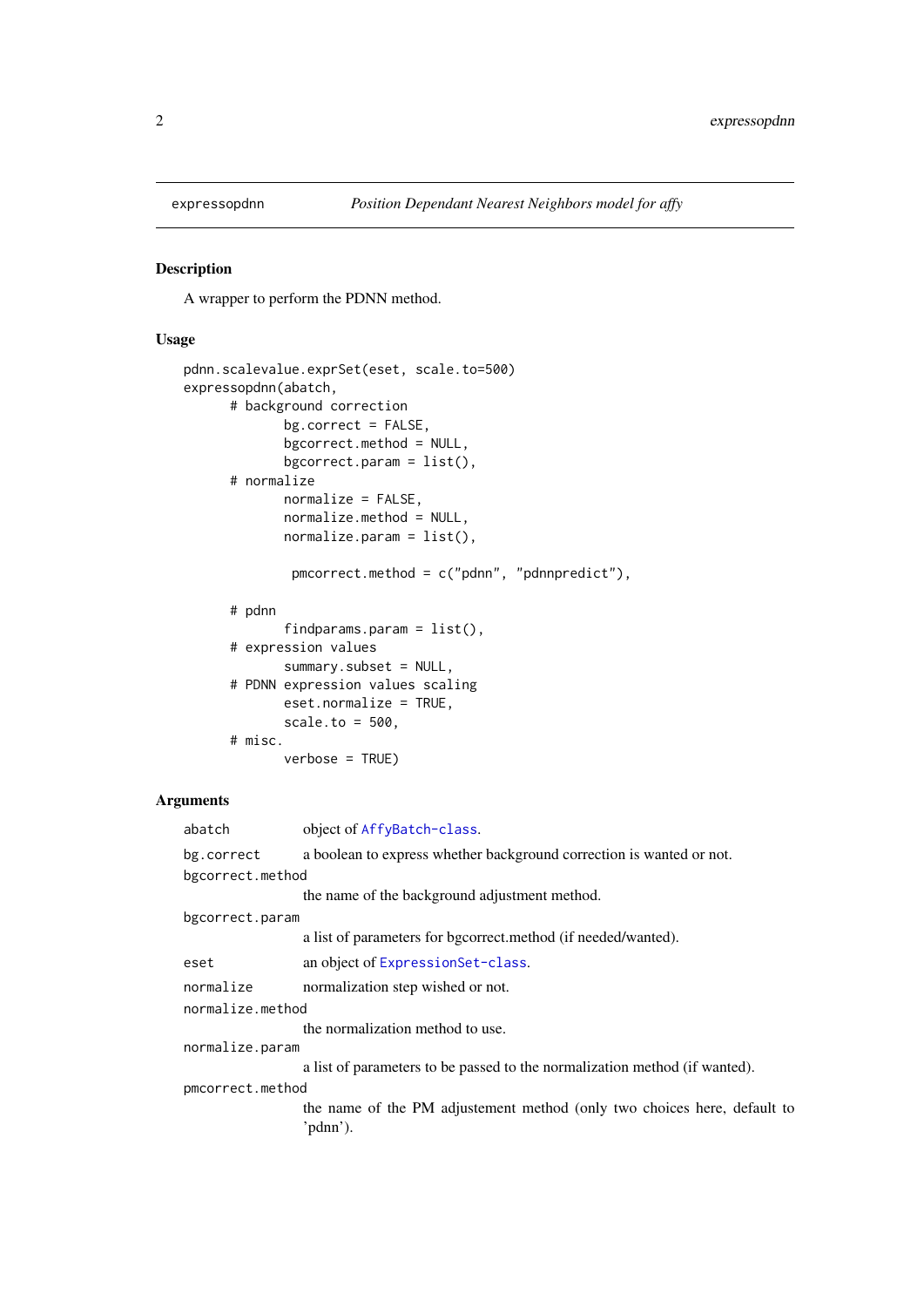## expressopdnn — *Position Dependant Nearest Neighbors model for affy*

### Description

A wrapper to perform the PDNN method.

### Usage

```
pdnn.scalevalue.exprSet(eset, scale.to=500)
expressopdnn(abatch,
      # background correction
             bg.correct = FALSE,
             bgcorrect.method = NULL,
             bgcorrect.param = list(),
      # normalize
             normalize = FALSE,
             normalize.method = NULL,
             normalize.param = list(),

              pmcorrect.method = c("pdnn", "pdnnpredict"),

      # pdnn
             findparams.param = list(),
      # expression values
             summary.subset = NULL,
      # PDNN expression values scaling
             eset.normalize = TRUE,
             scale.to = 500,
      # misc.
             verbose = TRUE)
```

### Arguments

- `abatch` — object of `AffyBatch-class`.
- `bg.correct` — a boolean to express whether background correction is wanted or not.
- `bgcorrect.method` — the name of the background adjustment method.
- `bgcorrect.param` — a list of parameters for bgcorrect.method (if needed/wanted).
- `eset` — an object of `ExpressionSet-class`.
- `normalize` — normalization step wished or not.
- `normalize.method` — the normalization method to use.
- `normalize.param` — a list of parameters to be passed to the normalization method (if wanted).
- `pmcorrect.method` — the name of the PM adjustement method (only two choices here, default to 'pdnn').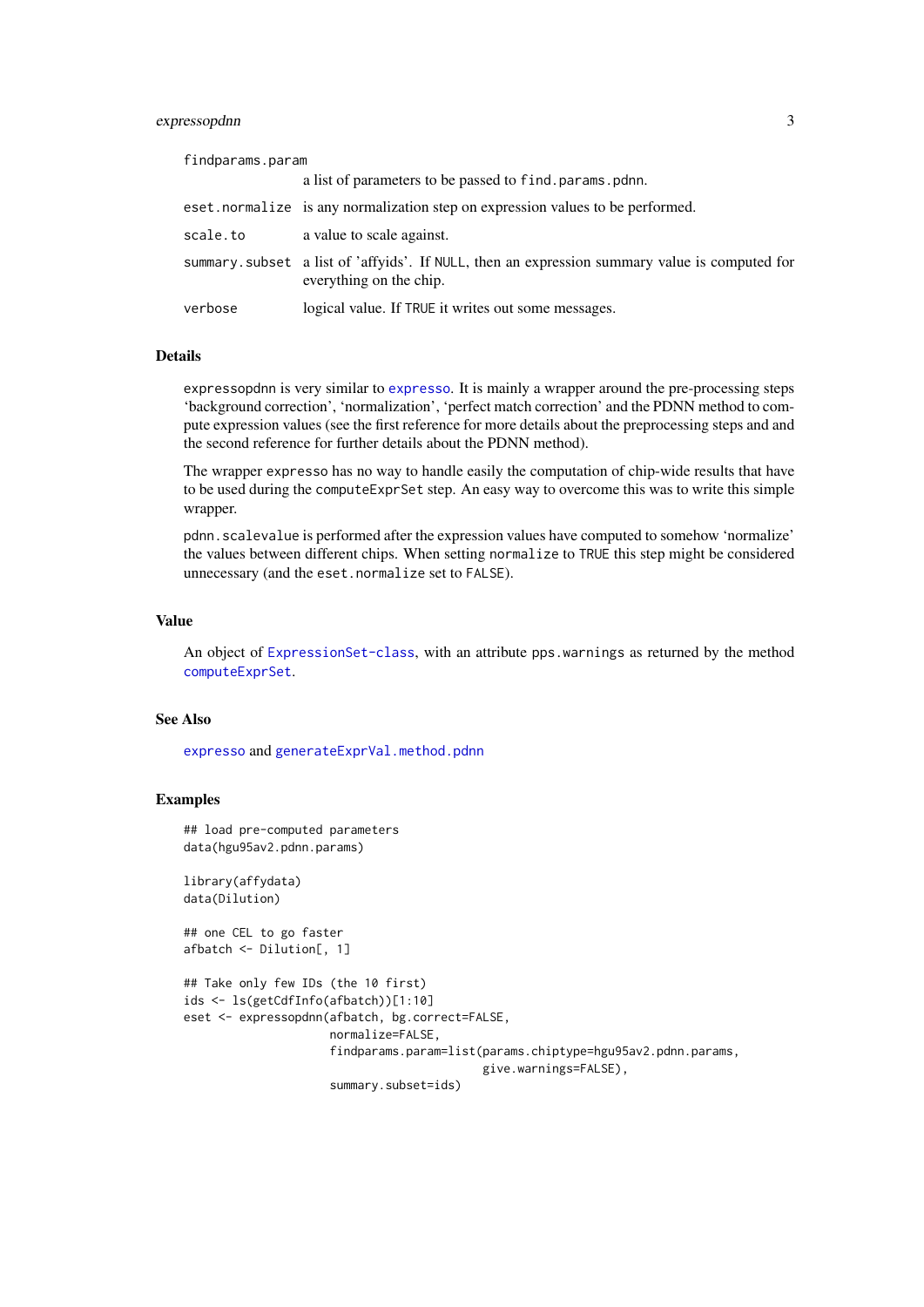`findparams.param`
: a list of parameters to be passed to `find.params.pdnn`.

`eset.normalize`
: is any normalization step on expression values to be performed.

`scale.to`
: a value to scale against.

`summary.subset`
: a list of 'affyids'. If `NULL`, then an expression summary value is computed for everything on the chip.

`verbose`
: logical value. If `TRUE` it writes out some messages.

## Details

`expressopdnn` is very similar to `expresso`. It is mainly a wrapper around the pre-processing steps 'background correction', 'normalization', 'perfect match correction' and the PDNN method to compute expression values (see the first reference for more details about the preprocessing steps and and the second reference for further details about the PDNN method).

The wrapper `expresso` has no way to handle easily the computation of chip-wide results that have to be used during the `computeExprSet` step. An easy way to overcome this was to write this simple wrapper.

`pdnn.scalevalue` is performed after the expression values have computed to somehow 'normalize' the values between different chips. When setting `normalize` to `TRUE` this step might be considered unnecessary (and the `eset.normalize` set to `FALSE`).

## Value

An object of `ExpressionSet-class`, with an attribute `pps.warnings` as returned by the method `computeExprSet`.

## See Also

`expresso` and `generateExprVal.method.pdnn`

## Examples

```
## load pre-computed parameters
data(hgu95av2.pdnn.params)

library(affydata)
data(Dilution)

## one CEL to go faster
afbatch <- Dilution[, 1]

## Take only few IDs (the 10 first)
ids <- ls(getCdfInfo(afbatch))[1:10]
eset <- expressopdnn(afbatch, bg.correct=FALSE,
                     normalize=FALSE,
                     findparams.param=list(params.chiptype=hgu95av2.pdnn.params,
                                           give.warnings=FALSE),
                     summary.subset=ids)
```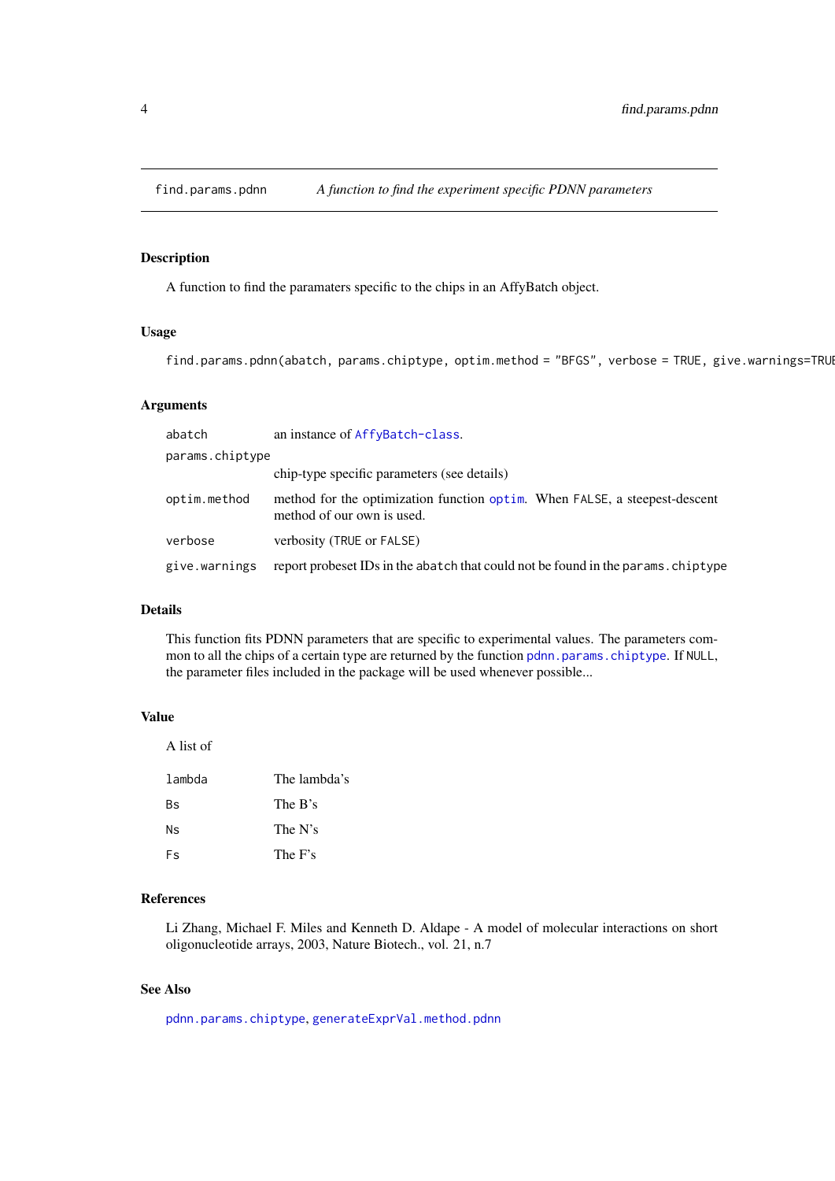# find.params.pdnn — *A function to find the experiment specific PDNN parameters*

## Description

A function to find the paramaters specific to the chips in an AffyBatch object.

## Usage

```
find.params.pdnn(abatch, params.chiptype, optim.method = "BFGS", verbose = TRUE, give.warnings=TRUE
```

## Arguments

| | |
|---|---|
| `abatch` | an instance of `AffyBatch-class`. |
| `params.chiptype` | chip-type specific parameters (see details) |
| `optim.method` | method for the optimization function `optim`. When `FALSE`, a steepest-descent method of our own is used. |
| `verbose` | verbosity (`TRUE` or `FALSE`) |
| `give.warnings` | report probeset IDs in the `abatch` that could not be found in the `params.chiptype` |

## Details

This function fits PDNN parameters that are specific to experimental values. The parameters common to all the chips of a certain type are returned by the function `pdnn.params.chiptype`. If `NULL`, the parameter files included in the package will be used whenever possible...

## Value

A list of

| | |
|---|---|
| `lambda` | The lambda's |
| `Bs` | The B's |
| `Ns` | The N's |
| `Fs` | The F's |

## References

Li Zhang, Michael F. Miles and Kenneth D. Aldape - A model of molecular interactions on short oligonucleotide arrays, 2003, Nature Biotech., vol. 21, n.7

## See Also

`pdnn.params.chiptype`, `generateExprVal.method.pdnn`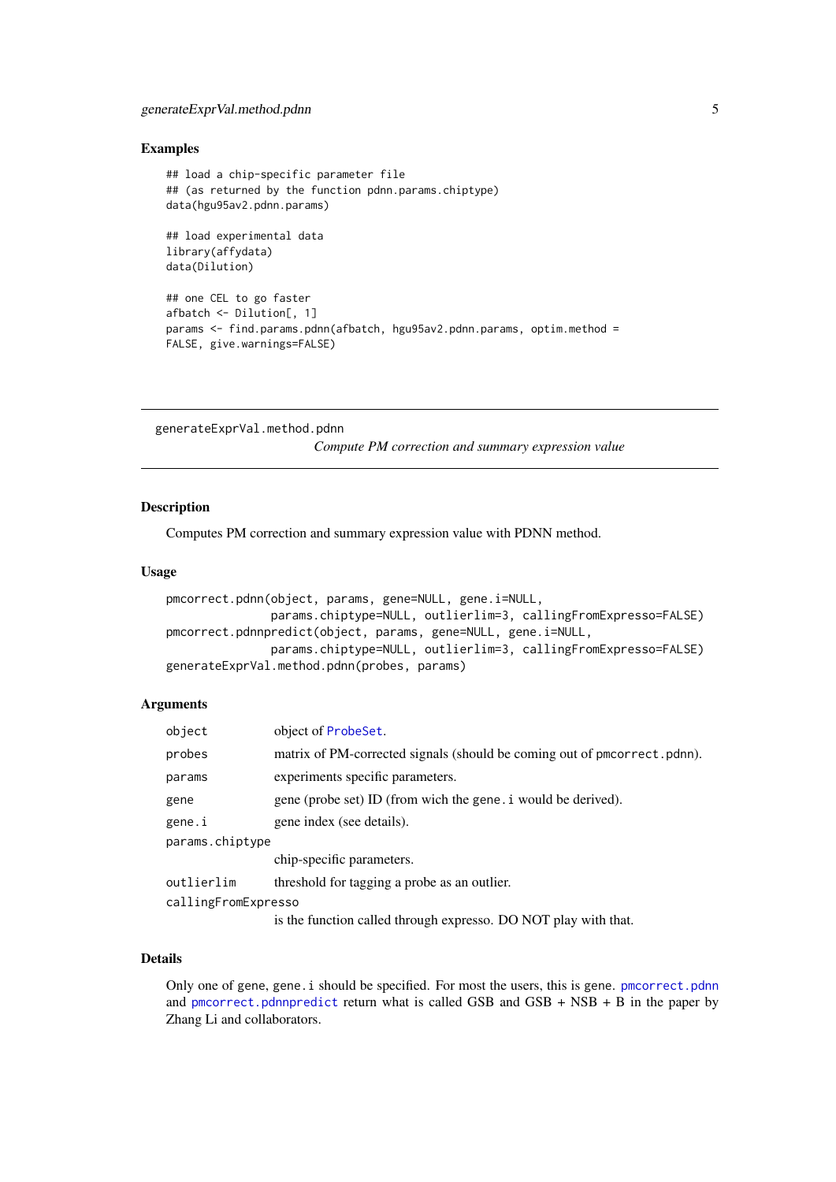### Examples

```
## load a chip-specific parameter file
## (as returned by the function pdnn.params.chiptype)
data(hgu95av2.pdnn.params)

## load experimental data
library(affydata)
data(Dilution)

## one CEL to go faster
afbatch <- Dilution[, 1]
params <- find.params.pdnn(afbatch, hgu95av2.pdnn.params, optim.method =
FALSE, give.warnings=FALSE)
```

---

## generateExprVal.method.pdnn

*Compute PM correction and summary expression value*

---

### Description

Computes PM correction and summary expression value with PDNN method.

### Usage

```
pmcorrect.pdnn(object, params, gene=NULL, gene.i=NULL,
               params.chiptype=NULL, outlierlim=3, callingFromExpresso=FALSE)
pmcorrect.pdnnpredict(object, params, gene=NULL, gene.i=NULL,
               params.chiptype=NULL, outlierlim=3, callingFromExpresso=FALSE)
generateExprVal.method.pdnn(probes, params)
```

### Arguments

| | |
|---|---|
| `object` | object of ProbeSet. |
| `probes` | matrix of PM-corrected signals (should be coming out of `pmcorrect.pdnn`). |
| `params` | experiments specific parameters. |
| `gene` | gene (probe set) ID (from wich the `gene.i` would be derived). |
| `gene.i` | gene index (see details). |
| `params.chiptype` | chip-specific parameters. |
| `outlierlim` | threshold for tagging a probe as an outlier. |
| `callingFromExpresso` | is the function called through expresso. DO NOT play with that. |

### Details

Only one of `gene`, `gene.i` should be specified. For most the users, this is gene. `pmcorrect.pdnn` and `pmcorrect.pdnnpredict` return what is called GSB and GSB + NSB + B in the paper by Zhang Li and collaborators.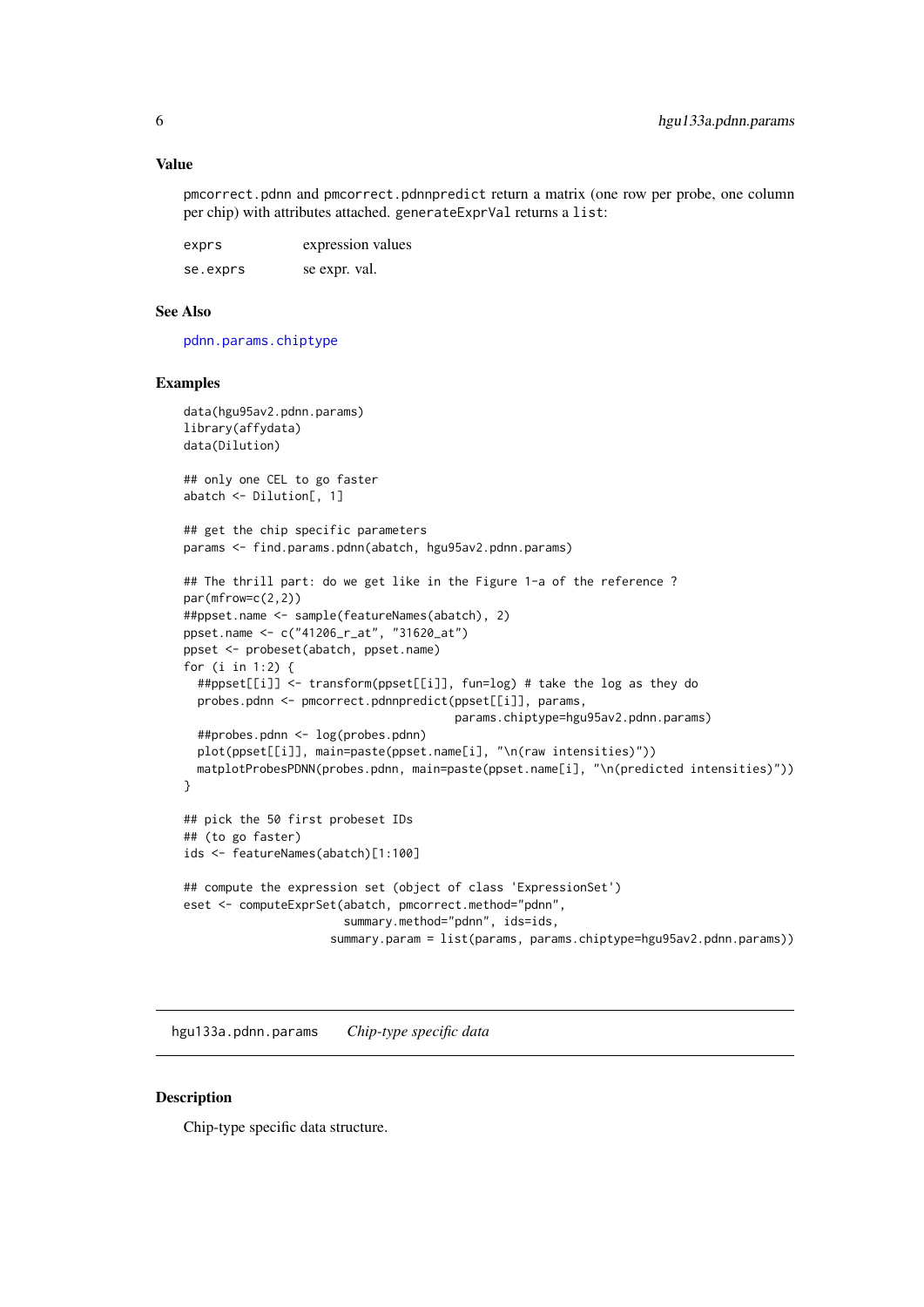## Value

pmcorrect.pdnn and pmcorrect.pdnnpredict return a matrix (one row per probe, one column per chip) with attributes attached. generateExprVal returns a list:

| | |
|---|---|
| exprs | expression values |
| se.exprs | se expr. val. |

## See Also

pdnn.params.chiptype

## Examples

```
data(hgu95av2.pdnn.params)
library(affydata)
data(Dilution)

## only one CEL to go faster
abatch <- Dilution[, 1]

## get the chip specific parameters
params <- find.params.pdnn(abatch, hgu95av2.pdnn.params)

## The thrill part: do we get like in the Figure 1-a of the reference ?
par(mfrow=c(2,2))
##ppset.name <- sample(featureNames(abatch), 2)
ppset.name <- c("41206_r_at", "31620_at")
ppset <- probeset(abatch, ppset.name)
for (i in 1:2) {
  ##ppset[[i]] <- transform(ppset[[i]], fun=log) # take the log as they do
  probes.pdnn <- pmcorrect.pdnnpredict(ppset[[i]], params,
                                       params.chiptype=hgu95av2.pdnn.params)
  ##probes.pdnn <- log(probes.pdnn)
  plot(ppset[[i]], main=paste(ppset.name[i], "\n(raw intensities)"))
  matplotProbesPDNN(probes.pdnn, main=paste(ppset.name[i], "\n(predicted intensities)"))
}

## pick the 50 first probeset IDs
## (to go faster)
ids <- featureNames(abatch)[1:100]

## compute the expression set (object of class 'ExpressionSet')
eset <- computeExprSet(abatch, pmcorrect.method="pdnn",
                       summary.method="pdnn", ids=ids,
                     summary.param = list(params, params.chiptype=hgu95av2.pdnn.params))
```

---

# hgu133a.pdnn.params *Chip-type specific data*

## Description

Chip-type specific data structure.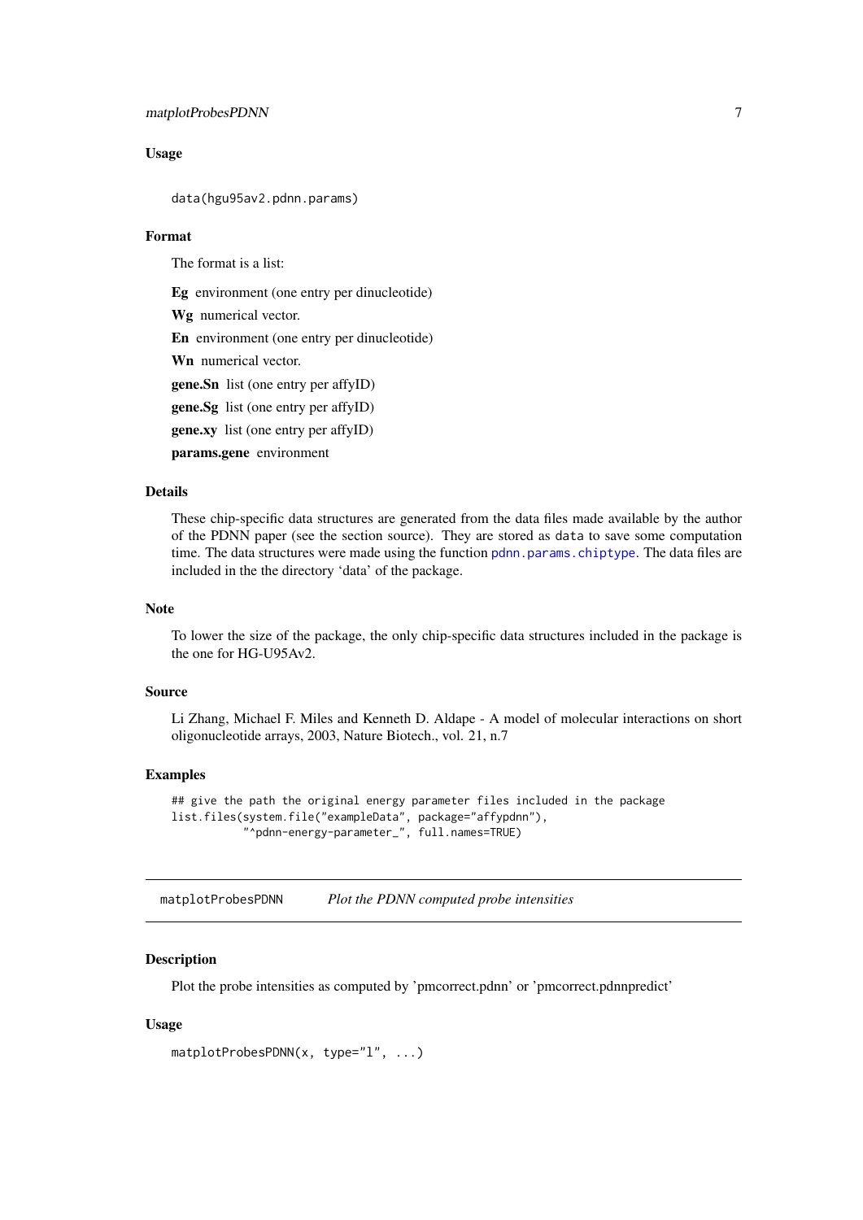### Usage

```
data(hgu95av2.pdnn.params)
```

### Format

The format is a list:

**Eg** environment (one entry per dinucleotide)

**Wg** numerical vector.

**En** environment (one entry per dinucleotide)

**Wn** numerical vector.

**gene.Sn** list (one entry per affyID)

**gene.Sg** list (one entry per affyID)

**gene.xy** list (one entry per affyID)

**params.gene** environment

### Details

These chip-specific data structures are generated from the data files made available by the author of the PDNN paper (see the section source). They are stored as `data` to save some computation time. The data structures were made using the function `pdnn.params.chiptype`. The data files are included in the the directory 'data' of the package.

### Note

To lower the size of the package, the only chip-specific data structures included in the package is the one for HG-U95Av2.

### Source

Li Zhang, Michael F. Miles and Kenneth D. Aldape - A model of molecular interactions on short oligonucleotide arrays, 2003, Nature Biotech., vol. 21, n.7

### Examples

```
## give the path the original energy parameter files included in the package
list.files(system.file("exampleData", package="affypdnn"),
           "^pdnn-energy-parameter_", full.names=TRUE)
```

---

## matplotProbesPDNN — *Plot the PDNN computed probe intensities*

### Description

Plot the probe intensities as computed by 'pmcorrect.pdnn' or 'pmcorrect.pdnnpredict'

### Usage

```
matplotProbesPDNN(x, type="l", ...)
```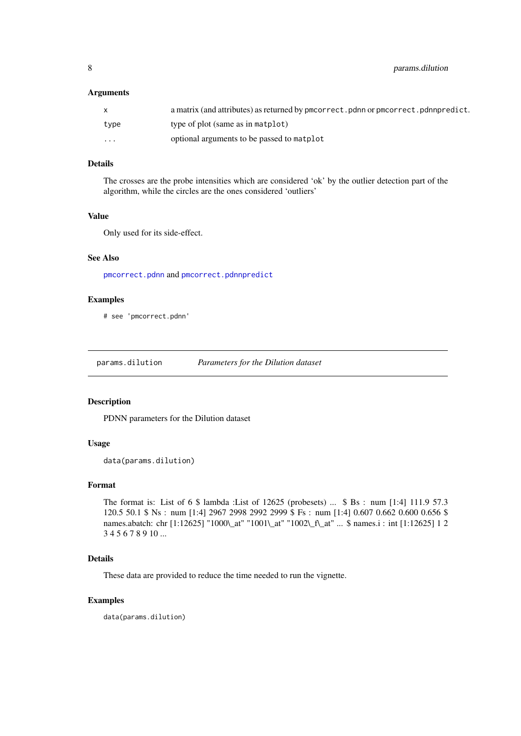### Arguments

| | |
|---|---|
| x | a matrix (and attributes) as returned by `pmcorrect.pdnn` or `pmcorrect.pdnnpredict`. |
| type | type of plot (same as in `matplot`) |
| ... | optional arguments to be passed to `matplot` |

### Details

The crosses are the probe intensities which are considered 'ok' by the outlier detection part of the algorithm, while the circles are the ones considered 'outliers'

### Value

Only used for its side-effect.

### See Also

`pmcorrect.pdnn` and `pmcorrect.pdnnpredict`

### Examples

```
# see 'pmcorrect.pdnn'
```

---

## params.dilution &nbsp;&nbsp;&nbsp; *Parameters for the Dilution dataset*

---

### Description

PDNN parameters for the Dilution dataset

### Usage

```
data(params.dilution)
```

### Format

The format is: List of 6 $ lambda :List of 12625 (probesets) ... $ Bs : num [1:4] 111.9 57.3 120.5 50.1 $ Ns : num [1:4] 2967 2998 2992 2999 $ Fs : num [1:4] 0.607 0.662 0.600 0.656 $ names.abatch: chr [1:12625] "1000\_at" "1001\_at" "1002\_f\_at" ... $ names.i : int [1:12625] 1 2 3 4 5 6 7 8 9 10 ...

### Details

These data are provided to reduce the time needed to run the vignette.

### Examples

```
data(params.dilution)
```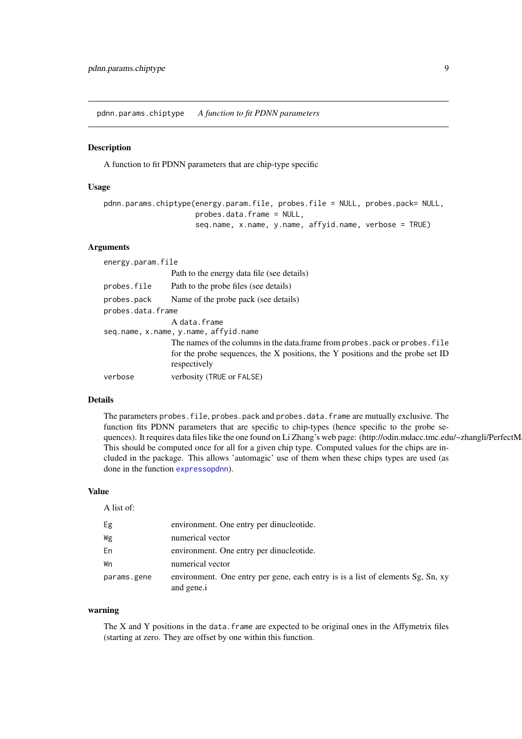## pdnn.params.chiptype — *A function to fit PDNN parameters*

### Description

A function to fit PDNN parameters that are chip-type specific

### Usage

```
pdnn.params.chiptype(energy.param.file, probes.file = NULL, probes.pack= NULL,
                     probes.data.frame = NULL,
                     seq.name, x.name, y.name, affyid.name, verbose = TRUE)
```

### Arguments

| | |
|---|---|
| `energy.param.file` | Path to the energy data file (see details) |
| `probes.file` | Path to the probe files (see details) |
| `probes.pack` | Name of the probe pack (see details) |
| `probes.data.frame` | A `data.frame` |
| `seq.name, x.name, y.name, affyid.name` | The names of the columns in the data.frame from `probes.pack` or `probes.file` for the probe sequences, the X positions, the Y positions and the probe set ID respectively |
| `verbose` | verbosity (`TRUE` or `FALSE`) |

### Details

The parameters `probes.file`, `probes.pack` and `probes.data.frame` are mutually exclusive. The function fits PDNN parameters that are specific to chip-types (hence specific to the probe sequences). It requires data files like the one found on Li Zhang's web page: (http://odin.mdacc.tmc.edu/~zhangli/PerfectM This should be computed once for all for a given chip type. Computed values for the chips are included in the package. This allows 'automagic' use of them when these chips types are used (as done in the function expressopdnn).

### Value

A list of:

| | |
|---|---|
| `Eg` | environment. One entry per dinucleotide. |
| `Wg` | numerical vector |
| `En` | environment. One entry per dinucleotide. |
| `Wn` | numerical vector |
| `params.gene` | environment. One entry per gene, each entry is is a list of elements Sg, Sn, xy and gene.i |

### warning

The X and Y positions in the `data.frame` are expected to be original ones in the Affymetrix files (starting at zero. They are offset by one within this function.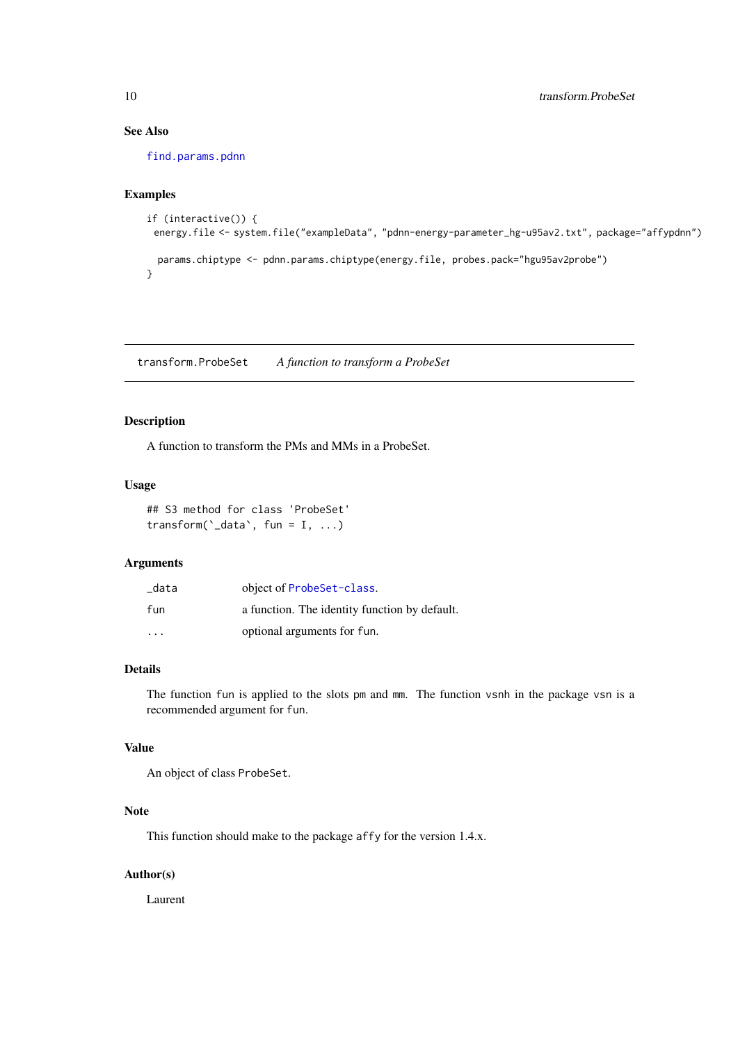## See Also

find.params.pdnn

## Examples

```
if (interactive()) {
 energy.file <- system.file("exampleData", "pdnn-energy-parameter_hg-u95av2.txt", package="affypdnn")

  params.chiptype <- pdnn.params.chiptype(energy.file, probes.pack="hgu95av2probe")
}
```

---

# transform.ProbeSet — *A function to transform a ProbeSet*

## Description

A function to transform the PMs and MMs in a ProbeSet.

## Usage

```
## S3 method for class 'ProbeSet'
transform(`_data`, fun = I, ...)
```

## Arguments

| | |
|---|---|
| `_data` | object of ProbeSet-class. |
| `fun` | a function. The identity function by default. |
| `...` | optional arguments for `fun`. |

## Details

The function `fun` is applied to the slots `pm` and `mm`. The function `vsnh` in the package `vsn` is a recommended argument for `fun`.

## Value

An object of class `ProbeSet`.

## Note

This function should make to the package `affy` for the version 1.4.x.

## Author(s)

Laurent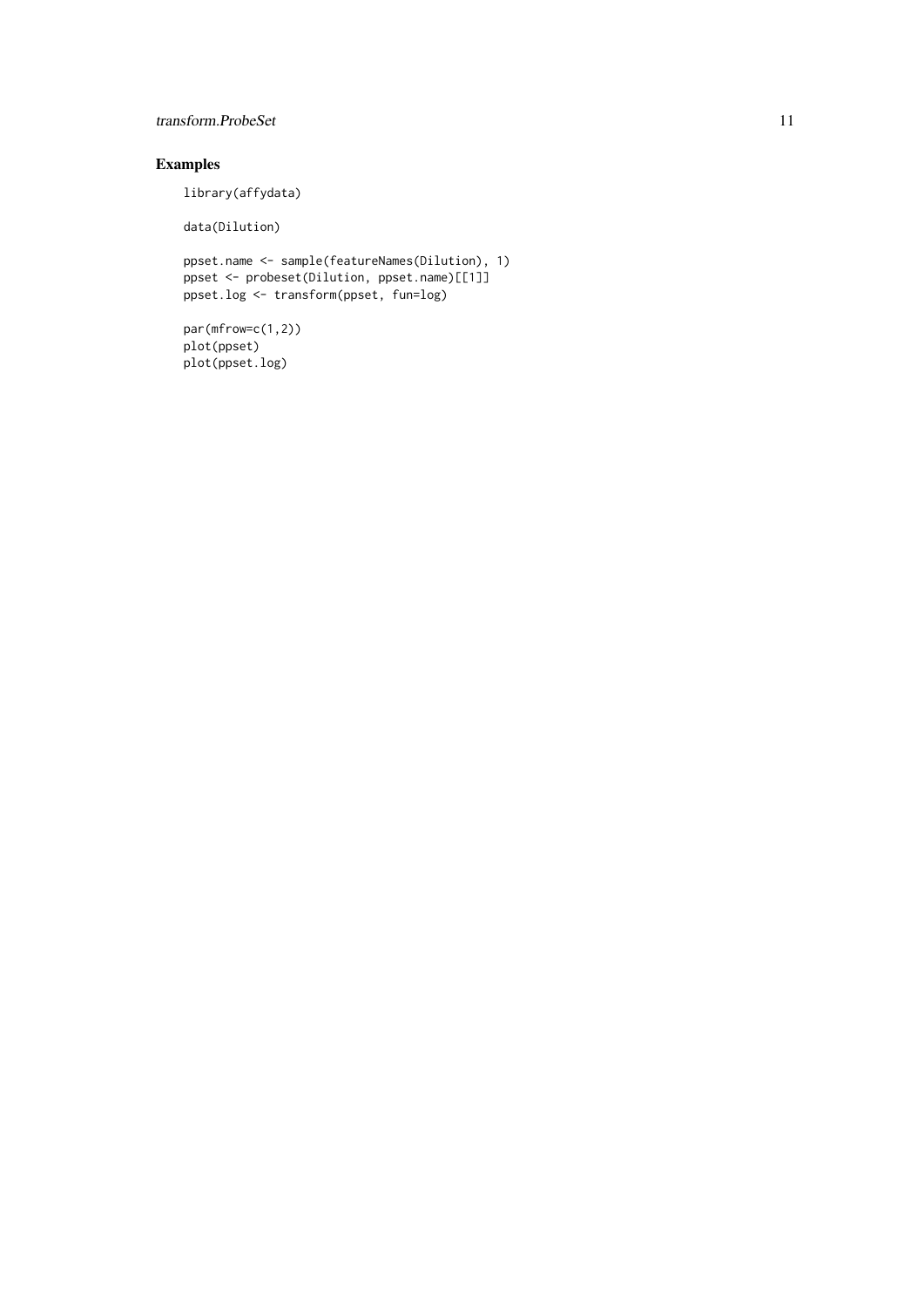## Examples

```
library(affydata)

data(Dilution)

ppset.name <- sample(featureNames(Dilution), 1)
ppset <- probeset(Dilution, ppset.name)[[1]]
ppset.log <- transform(ppset, fun=log)

par(mfrow=c(1,2))
plot(ppset)
plot(ppset.log)
```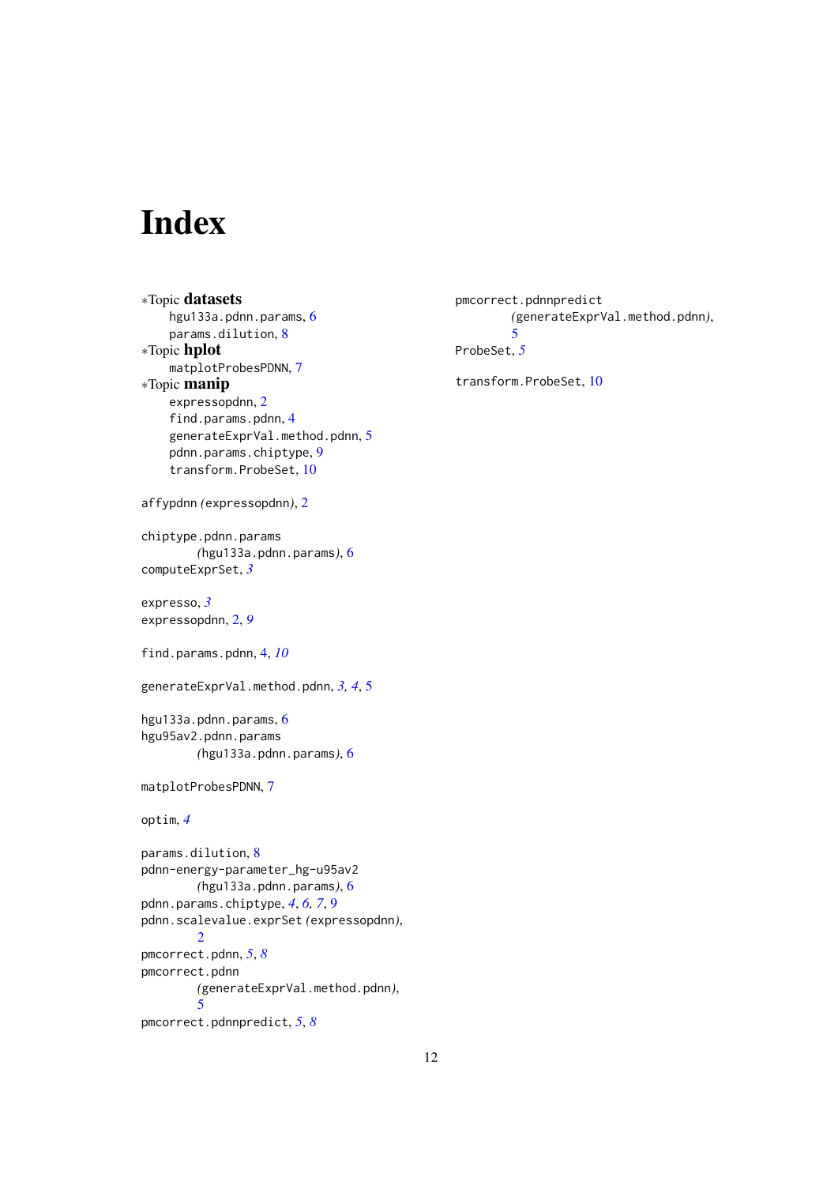# Index

*Topic **datasets**
  hgu133a.pdnn.params, 6
  params.dilution, 8
*Topic **hplot**
  matplotProbesPDNN, 7
*Topic **manip**
  expressopdnn, 2
  find.params.pdnn, 4
  generateExprVal.method.pdnn, 5
  pdnn.params.chiptype, 9
  transform.ProbeSet, 10

affypdnn *(*expressopdnn*)*, 2

chiptype.pdnn.params
  *(*hgu133a.pdnn.params*)*, 6
computeExprSet, *3*

expresso, *3*
expressopdnn, 2, *9*

find.params.pdnn, 4, *10*

generateExprVal.method.pdnn, *3*, *4*, 5

hgu133a.pdnn.params, 6
hgu95av2.pdnn.params
  *(*hgu133a.pdnn.params*)*, 6

matplotProbesPDNN, 7

optim, *4*

params.dilution, 8
pdnn-energy-parameter_hg-u95av2
  *(*hgu133a.pdnn.params*)*, 6
pdnn.params.chiptype, *4*, *6*, *7*, 9
pdnn.scalevalue.exprSet *(*expressopdnn*)*,
  2
pmcorrect.pdnn, *5*, *8*
pmcorrect.pdnn
  *(*generateExprVal.method.pdnn*)*,
  5
pmcorrect.pdnnpredict, *5*, *8*
pmcorrect.pdnnpredict
  *(*generateExprVal.method.pdnn*)*,
  5
ProbeSet, *5*

transform.ProbeSet, 10